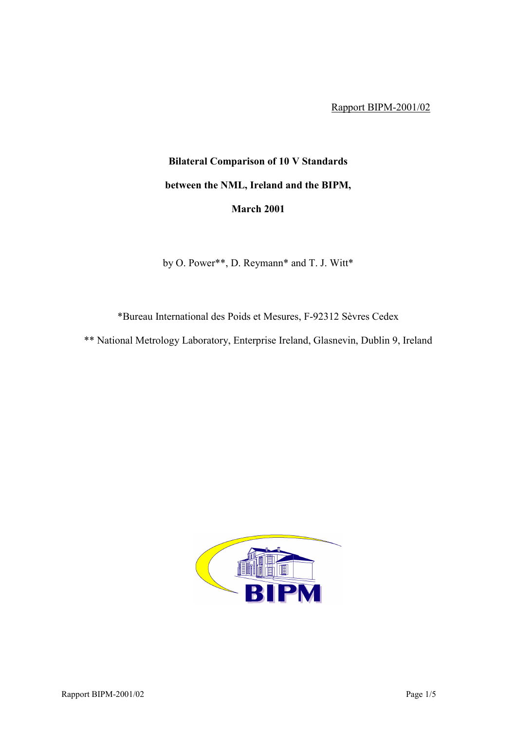Rapport BIPM-2001/02

# Bilateral Comparison of 10 V Standards

# between the NML, Ireland and the BIPM,

# March 2001

by O. Power**, D. Reymann* and T. J. Witt*

*Bureau International des Poids et Mesures, F-92312 Sèvres Cedex

** National Metrology Laboratory, Enterprise Ireland, Glasnevin, Dublin 9, Ireland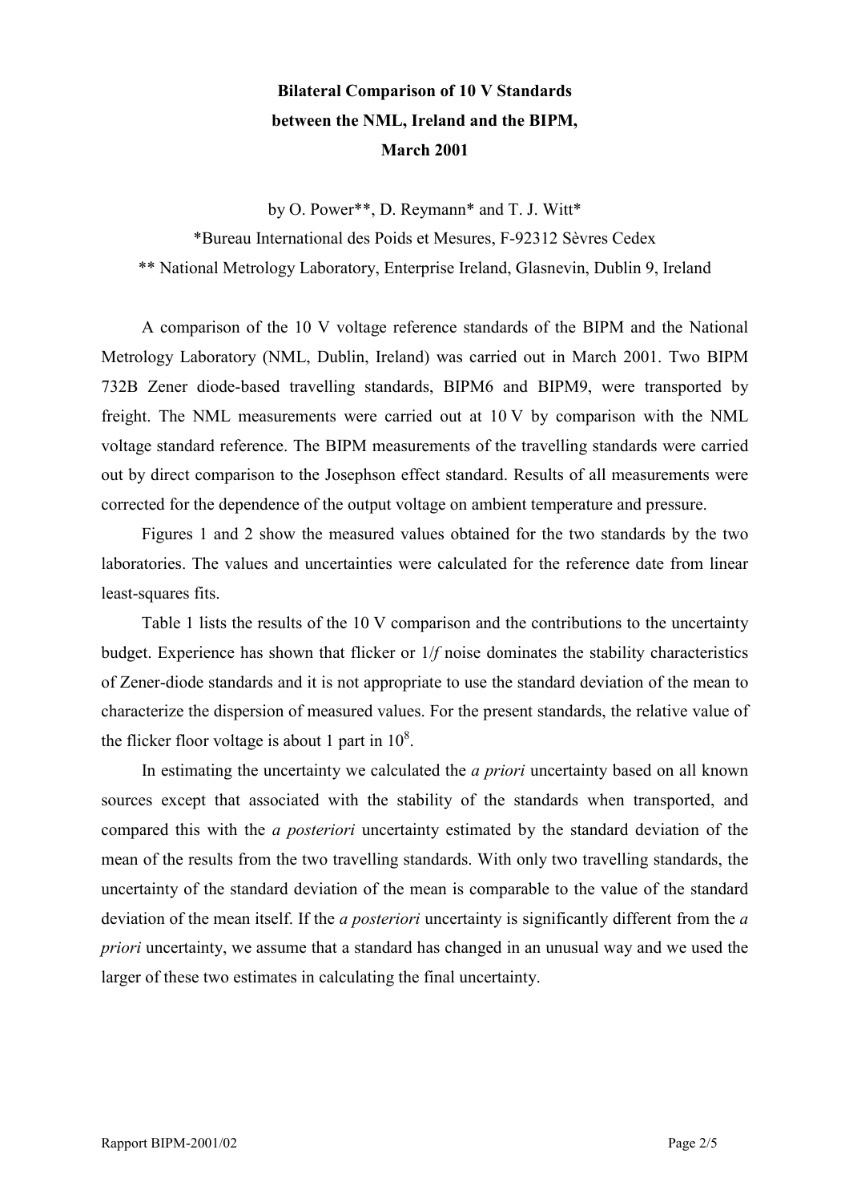# Bilateral Comparison of 10 V Standards between the NML, Ireland and the BIPM, March 2001

by O. Power**, D. Reymann* and T. J. Witt*

*Bureau International des Poids et Mesures, F-92312 Sèvres Cedex

** National Metrology Laboratory, Enterprise Ireland, Glasnevin, Dublin 9, Ireland

A comparison of the 10 V voltage reference standards of the BIPM and the National Metrology Laboratory (NML, Dublin, Ireland) was carried out in March 2001. Two BIPM 732B Zener diode-based travelling standards, BIPM6 and BIPM9, were transported by freight. The NML measurements were carried out at 10 V by comparison with the NML voltage standard reference. The BIPM measurements of the travelling standards were carried out by direct comparison to the Josephson effect standard. Results of all measurements were corrected for the dependence of the output voltage on ambient temperature and pressure.

Figures 1 and 2 show the measured values obtained for the two standards by the two laboratories. The values and uncertainties were calculated for the reference date from linear least-squares fits.

Table 1 lists the results of the 10 V comparison and the contributions to the uncertainty budget. Experience has shown that flicker or $1/f$ noise dominates the stability characteristics of Zener-diode standards and it is not appropriate to use the standard deviation of the mean to characterize the dispersion of measured values. For the present standards, the relative value of the flicker floor voltage is about 1 part in $10^8$.

In estimating the uncertainty we calculated the *a priori* uncertainty based on all known sources except that associated with the stability of the standards when transported, and compared this with the *a posteriori* uncertainty estimated by the standard deviation of the mean of the results from the two travelling standards. With only two travelling standards, the uncertainty of the standard deviation of the mean is comparable to the value of the standard deviation of the mean itself. If the *a posteriori* uncertainty is significantly different from the *a priori* uncertainty, we assume that a standard has changed in an unusual way and we used the larger of these two estimates in calculating the final uncertainty.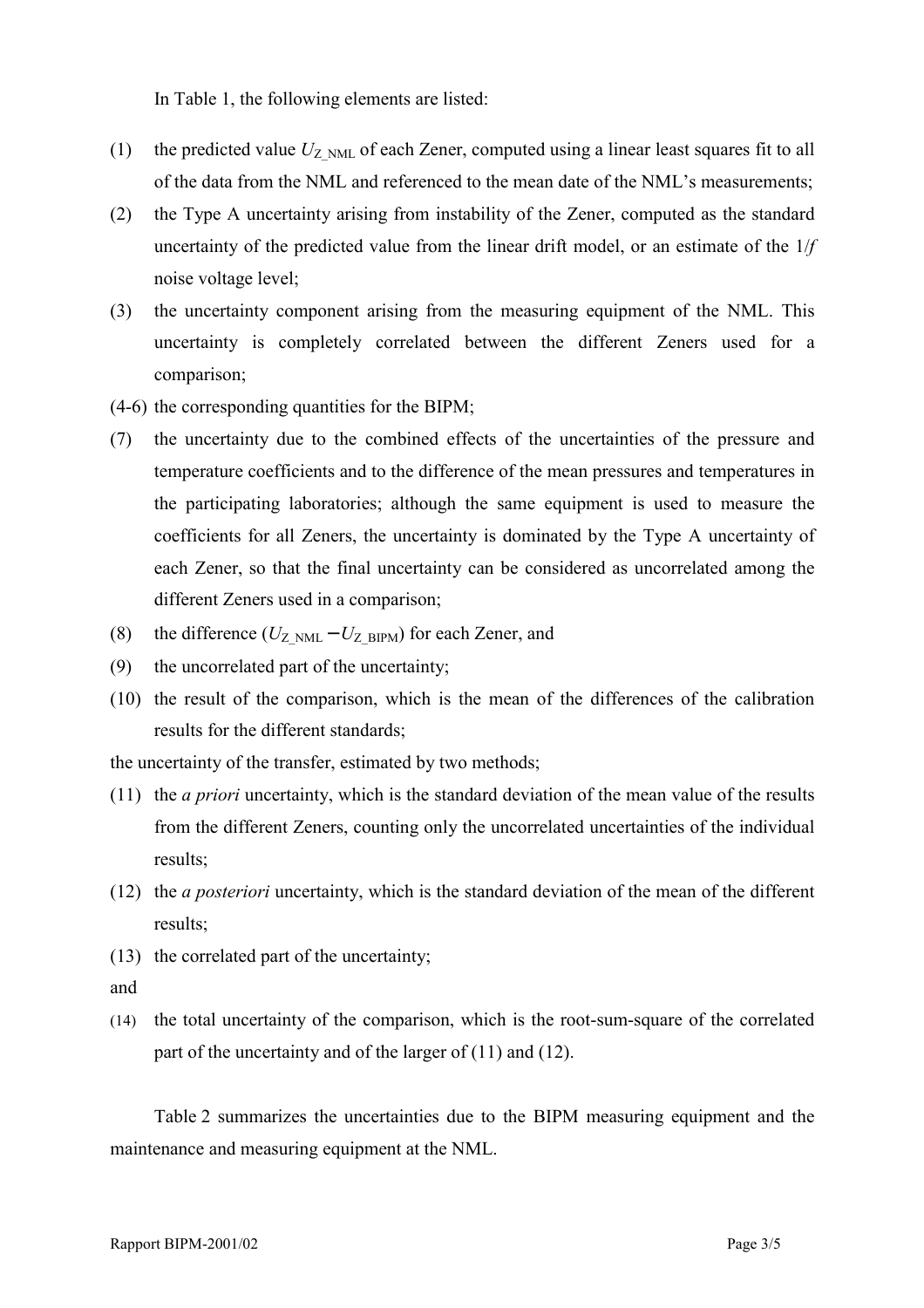In Table 1, the following elements are listed:

(1) the predicted value $U_{Z\_NML}$ of each Zener, computed using a linear least squares fit to all of the data from the NML and referenced to the mean date of the NML's measurements;

(2) the Type A uncertainty arising from instability of the Zener, computed as the standard uncertainty of the predicted value from the linear drift model, or an estimate of the $1/f$ noise voltage level;

(3) the uncertainty component arising from the measuring equipment of the NML. This uncertainty is completely correlated between the different Zeners used for a comparison;

(4-6) the corresponding quantities for the BIPM;

(7) the uncertainty due to the combined effects of the uncertainties of the pressure and temperature coefficients and to the difference of the mean pressures and temperatures in the participating laboratories; although the same equipment is used to measure the coefficients for all Zeners, the uncertainty is dominated by the Type A uncertainty of each Zener, so that the final uncertainty can be considered as uncorrelated among the different Zeners used in a comparison;

(8) the difference ($U_{Z\_NML} - U_{Z\_BIPM}$) for each Zener, and

(9) the uncorrelated part of the uncertainty;

(10) the result of the comparison, which is the mean of the differences of the calibration results for the different standards;

the uncertainty of the transfer, estimated by two methods;

(11) the *a priori* uncertainty, which is the standard deviation of the mean value of the results from the different Zeners, counting only the uncorrelated uncertainties of the individual results;

(12) the *a posteriori* uncertainty, which is the standard deviation of the mean of the different results;

(13) the correlated part of the uncertainty;

and

(14) the total uncertainty of the comparison, which is the root-sum-square of the correlated part of the uncertainty and of the larger of (11) and (12).

Table 2 summarizes the uncertainties due to the BIPM measuring equipment and the maintenance and measuring equipment at the NML.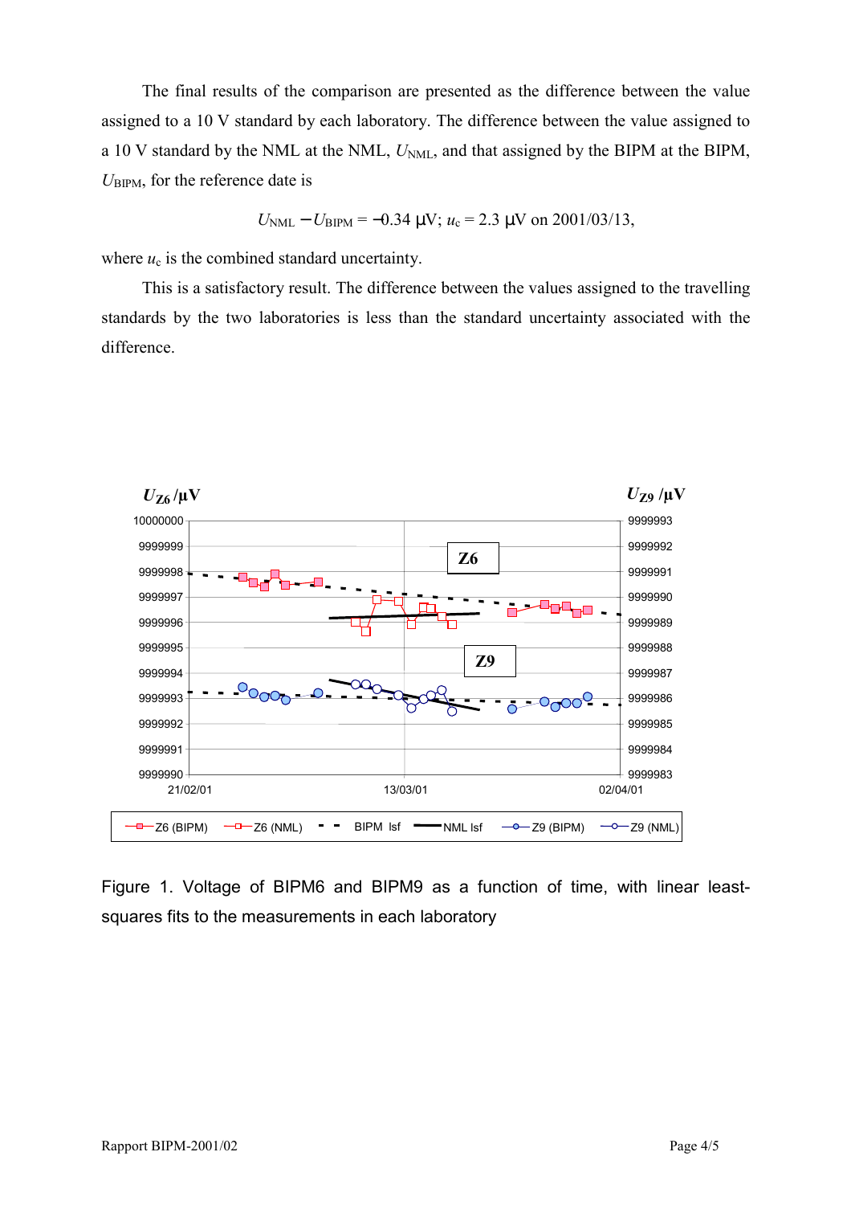The final results of the comparison are presented as the difference between the value assigned to a 10 V standard by each laboratory. The difference between the value assigned to a 10 V standard by the NML at the NML, $U_{NML}$, and that assigned by the BIPM at the BIPM, $U_{BIPM}$, for the reference date is

$$U_{NML} - U_{BIPM} = -0.34\ \mu V;\ u_c = 2.3\ \mu V \text{ on } 2001/03/13,$$

where $u_c$ is the combined standard uncertainty.

This is a satisfactory result. The difference between the values assigned to the travelling standards by the two laboratories is less than the standard uncertainty associated with the difference.

Figure 1. Voltage of BIPM6 and BIPM9 as a function of time, with linear least-squares fits to the measurements in each laboratory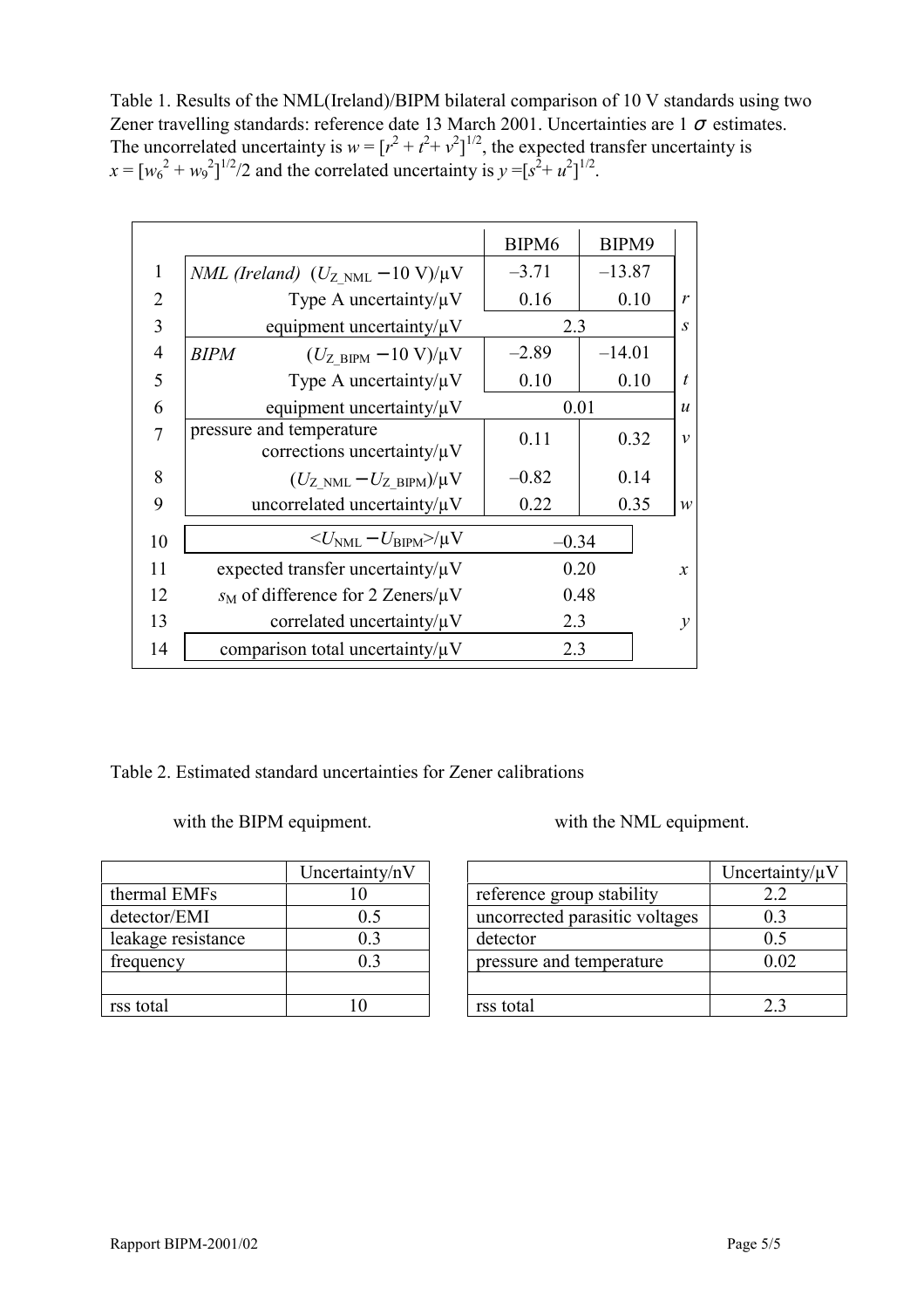Table 1. Results of the NML(Ireland)/BIPM bilateral comparison of 10 V standards using two Zener travelling standards: reference date 13 March 2001. Uncertainties are 1 $\sigma$ estimates. The uncorrelated uncertainty is $w = [r^2 + t^2 + v^2]^{1/2}$, the expected transfer uncertainty is $x = [w_6^2 + w_9^2]^{1/2}/2$ and the correlated uncertainty is $y = [s^2 + u^2]^{1/2}$.

| | | BIPM6 | BIPM9 | |
|---|---|---|---|---|
| 1 | *NML (Ireland)* $(U_{Z\_NML} - 10\text{ V})/\mu\text{V}$ | –3.71 | –13.87 | |
| 2 | Type A uncertainty/μV | 0.16 | 0.10 | *r* |
| 3 | equipment uncertainty/μV | 2.3 | | *s* |
| 4 | *BIPM* $(U_{Z\_BIPM} - 10\text{ V})/\mu\text{V}$ | –2.89 | –14.01 | |
| 5 | Type A uncertainty/μV | 0.10 | 0.10 | *t* |
| 6 | equipment uncertainty/μV | 0.01 | | *u* |
| 7 | pressure and temperature corrections uncertainty/μV | 0.11 | 0.32 | *v* |
| 8 | $(U_{Z\_NML} - U_{Z\_BIPM})/\mu\text{V}$ | –0.82 | 0.14 | |
| 9 | uncorrelated uncertainty/μV | 0.22 | 0.35 | *w* |
| 10 | $\langle U_{NML} - U_{BIPM} \rangle/\mu\text{V}$ | –0.34 | | |
| 11 | expected transfer uncertainty/μV | 0.20 | | *x* |
| 12 | $s_M$ of difference for 2 Zeners/μV | 0.48 | | |
| 13 | correlated uncertainty/μV | 2.3 | | *y* |
| 14 | comparison total uncertainty/μV | 2.3 | | |

Table 2. Estimated standard uncertainties for Zener calibrations

with the BIPM equipment.

| | Uncertainty/nV |
|---|---|
| thermal EMFs | 10 |
| detector/EMI | 0.5 |
| leakage resistance | 0.3 |
| frequency | 0.3 |
| | |
| rss total | 10 |

with the NML equipment.

| | Uncertainty/μV |
|---|---|
| reference group stability | 2.2 |
| uncorrected parasitic voltages | 0.3 |
| detector | 0.5 |
| pressure and temperature | 0.02 |
| | |
| rss total | 2.3 |